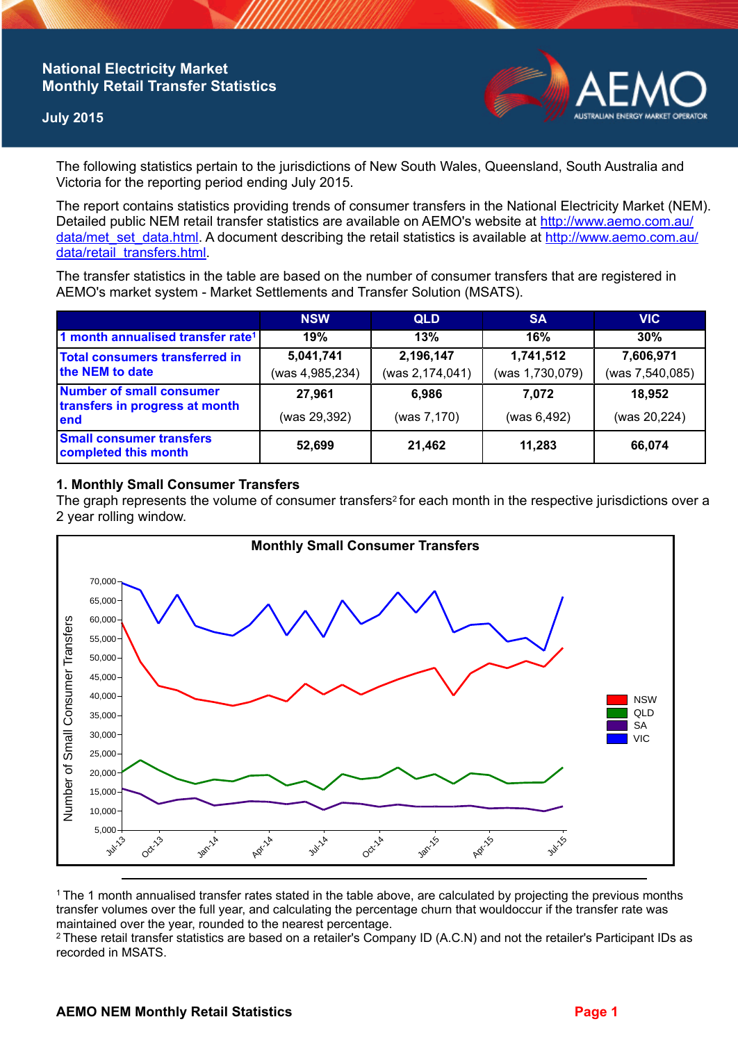# National Electricity Market Monthly Retail Transfer Statistics

July 2015

The following statistics pertain to the jurisdictions of New South Wales, Queensland, South Australia and Victoria for the reporting period ending July 2015.

The report contains statistics providing trends of consumer transfers in the National Electricity Market (NEM). Detailed public NEM retail transfer statistics are available on AEMO's website at http://www.aemo.com.au/data/met_set_data.html. A document describing the retail statistics is available at http://www.aemo.com.au/data/retail_transfers.html.

The transfer statistics in the table are based on the number of consumer transfers that are registered in AEMO's market system - Market Settlements and Transfer Solution (MSATS).

| | NSW | QLD | SA | VIC |
|---|---|---|---|---|
| 1 month annualised transfer rate[1] | 19% | 13% | 16% | 30% |
| Total consumers transferred in the NEM to date | 5,041,741 (was 4,985,234) | 2,196,147 (was 2,174,041) | 1,741,512 (was 1,730,079) | 7,606,971 (was 7,540,085) |
| Number of small consumer transfers in progress at month end | 27,961 (was 29,392) | 6,986 (was 7,170) | 7,072 (was 6,492) | 18,952 (was 20,224) |
| Small consumer transfers completed this month | 52,699 | 21,462 | 11,283 | 66,074 |

## 1. Monthly Small Consumer Transfers

The graph represents the volume of consumer transfers[2] for each month in the respective jurisdictions over a 2 year rolling window.

[1] The 1 month annualised transfer rates stated in the table above, are calculated by projecting the previous months transfer volumes over the full year, and calculating the percentage churn that wouldoccur if the transfer rate was maintained over the year, rounded to the nearest percentage.

[2] These retail transfer statistics are based on a retailer's Company ID (A.C.N) and not the retailer's Participant IDs as recorded in MSATS.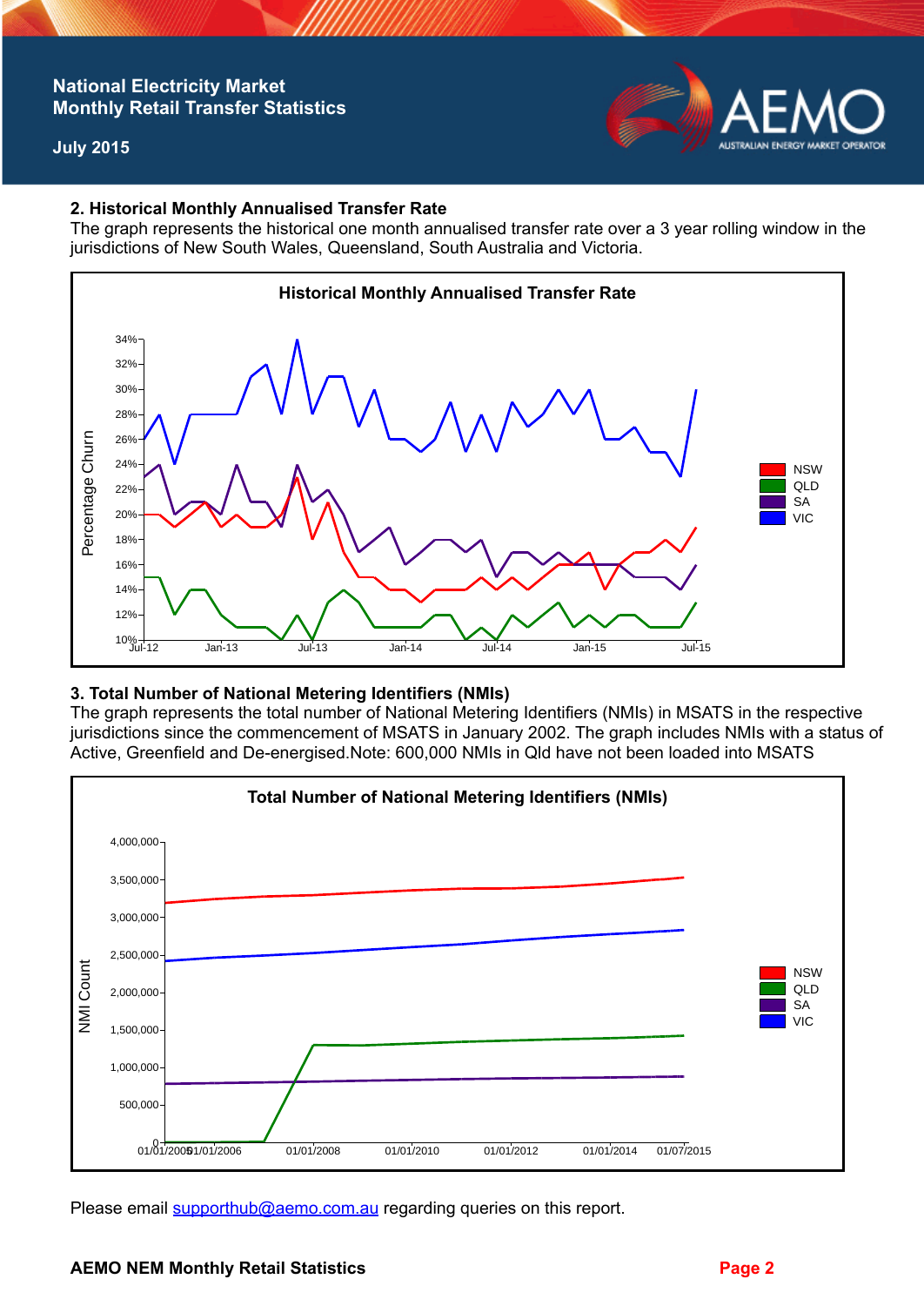National Electricity Market
Monthly Retail Transfer Statistics

July 2015

## 2. Historical Monthly Annualised Transfer Rate

The graph represents the historical one month annualised transfer rate over a 3 year rolling window in the jurisdictions of New South Wales, Queensland, South Australia and Victoria.

Historical Monthly Annualised Transfer Rate

Percentage Churn

34%
32%
30%
28%
26%
24%
22%
20%
18%
16%
14%
12%
10%

Jul-12
Jan-13
Jul-13
Jan-14
Jul-14
Jan-15
Jul-15

NSW
QLD
SA
VIC

## 3. Total Number of National Metering Identifiers (NMIs)

The graph represents the total number of National Metering Identifiers (NMIs) in MSATS in the respective jurisdictions since the commencement of MSATS in January 2002. The graph includes NMIs with a status of Active, Greenfield and De-energised.Note: 600,000 NMIs in Qld have not been loaded into MSATS

Total Number of National Metering Identifiers (NMIs)

NMI Count

4,000,000
3,500,000
3,000,000
2,500,000
2,000,000
1,500,000
1,000,000
500,000
0

01/01/2005
01/01/2006
01/01/2008
01/01/2010
01/01/2012
01/01/2014
01/07/2015

NSW
QLD
SA
VIC

Please email supporthub@aemo.com.au regarding queries on this report.